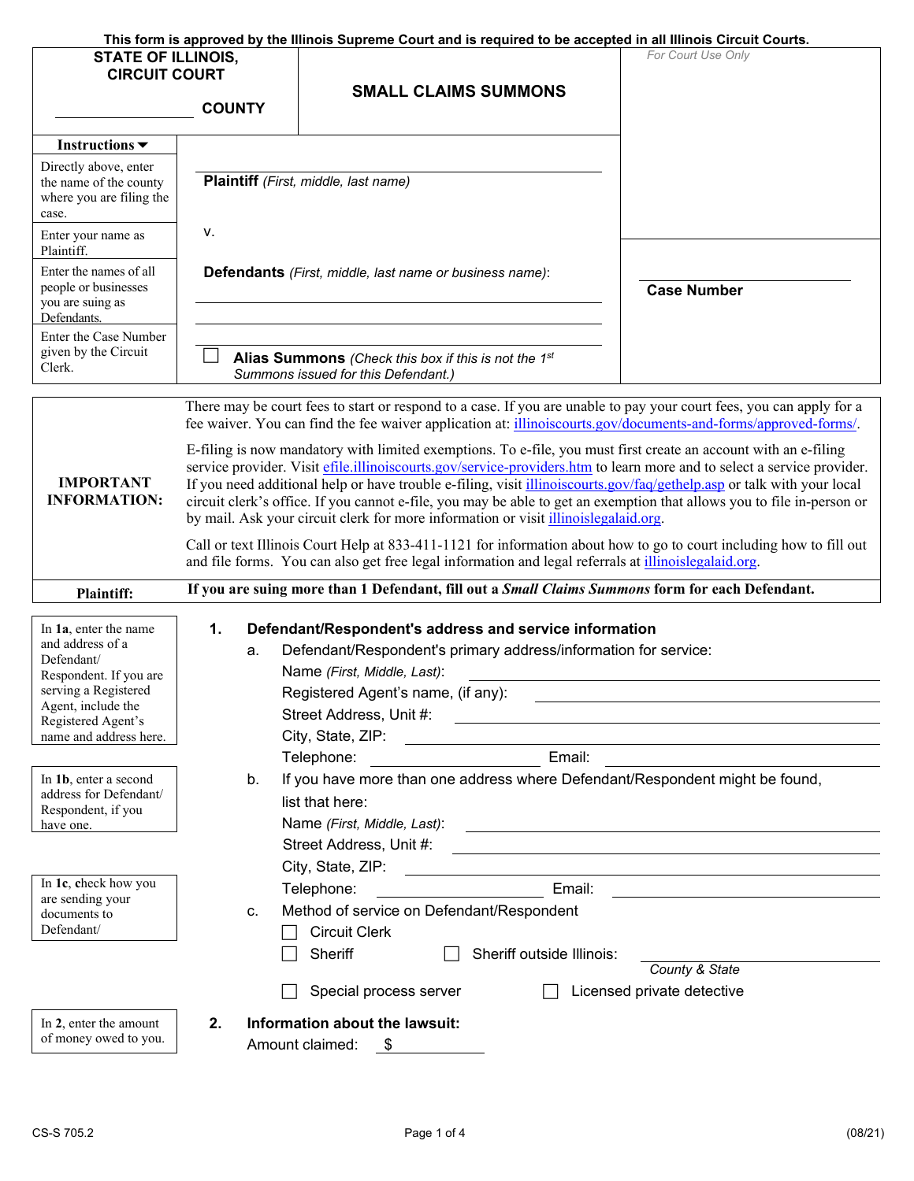This form is approved by the Illinois Supreme Court and is required to be accepted in all Illinois Circuit Courts.

| STATE OF ILLINOIS, CIRCUIT COURT ______ COUNTY | SMALL CLAIMS SUMMONS | *For Court Use Only* |
|---|---|---|

| **Instructions ▼** | |
|---|---|
| Directly above, enter the name of the county where you are filing the case. | |
| Enter your name as Plaintiff. | **Plaintiff** *(First, middle, last name)* |
| | v. |
| Enter the names of all people or businesses you are suing as Defendants. | **Defendants** *(First, middle, last name or business name)*: |
| Enter the Case Number given by the Circuit Clerk. | ☐ **Alias Summons** *(Check this box if this is not the 1st Summons issued for this Defendant.)* |

**Case Number** ______

| | |
|---|---|
| **IMPORTANT INFORMATION:** | There may be court fees to start or respond to a case. If you are unable to pay your court fees, you can apply for a fee waiver. You can find the fee waiver application at: illinoiscourts.gov/documents-and-forms/approved-forms/. <br><br> E-filing is now mandatory with limited exemptions. To e-file, you must first create an account with an e-filing service provider. Visit efile.illinoiscourts.gov/service-providers.htm to learn more and to select a service provider. If you need additional help or have trouble e-filing, visit illinoiscourts.gov/faq/gethelp.asp or talk with your local circuit clerk's office. If you cannot e-file, you may be able to get an exemption that allows you to file in-person or by mail. Ask your circuit clerk for more information or visit illinoislegalaid.org. <br><br> Call or text Illinois Court Help at 833-411-1121 for information about how to go to court including how to fill out and file forms. You can also get free legal information and legal referrals at illinoislegalaid.org. |
| **Plaintiff:** | **If you are suing more than 1 Defendant, fill out a *Small Claims Summons* form for each Defendant.** |

*In **1a**, enter the name and address of a Defendant/Respondent. If you are serving a Registered Agent, include the Registered Agent's name and address here.*

*In **1b**, enter a second address for Defendant/Respondent, if you have one.*

*In **1c**, check how you are sending your documents to Defendant/*

*In **2**, enter the amount of money owed to you.*

**1. Defendant/Respondent's address and service information**

a. Defendant/Respondent's primary address/information for service:

Name *(First, Middle, Last)*: ______

Registered Agent's name, (if any): ______

Street Address, Unit #: ______

City, State, ZIP: ______

Telephone: ______ Email: ______

b. If you have more than one address where Defendant/Respondent might be found, list that here:

Name *(First, Middle, Last)*: ______

Street Address, Unit #: ______

City, State, ZIP: ______

Telephone: ______ Email: ______

c. Method of service on Defendant/Respondent

☐ Circuit Clerk

☐ Sheriff ☐ Sheriff outside Illinois: ______ *County & State*

☐ Special process server ☐ Licensed private detective

**2. Information about the lawsuit:**

Amount claimed: $ ______

CS-S 705.2 (08/21)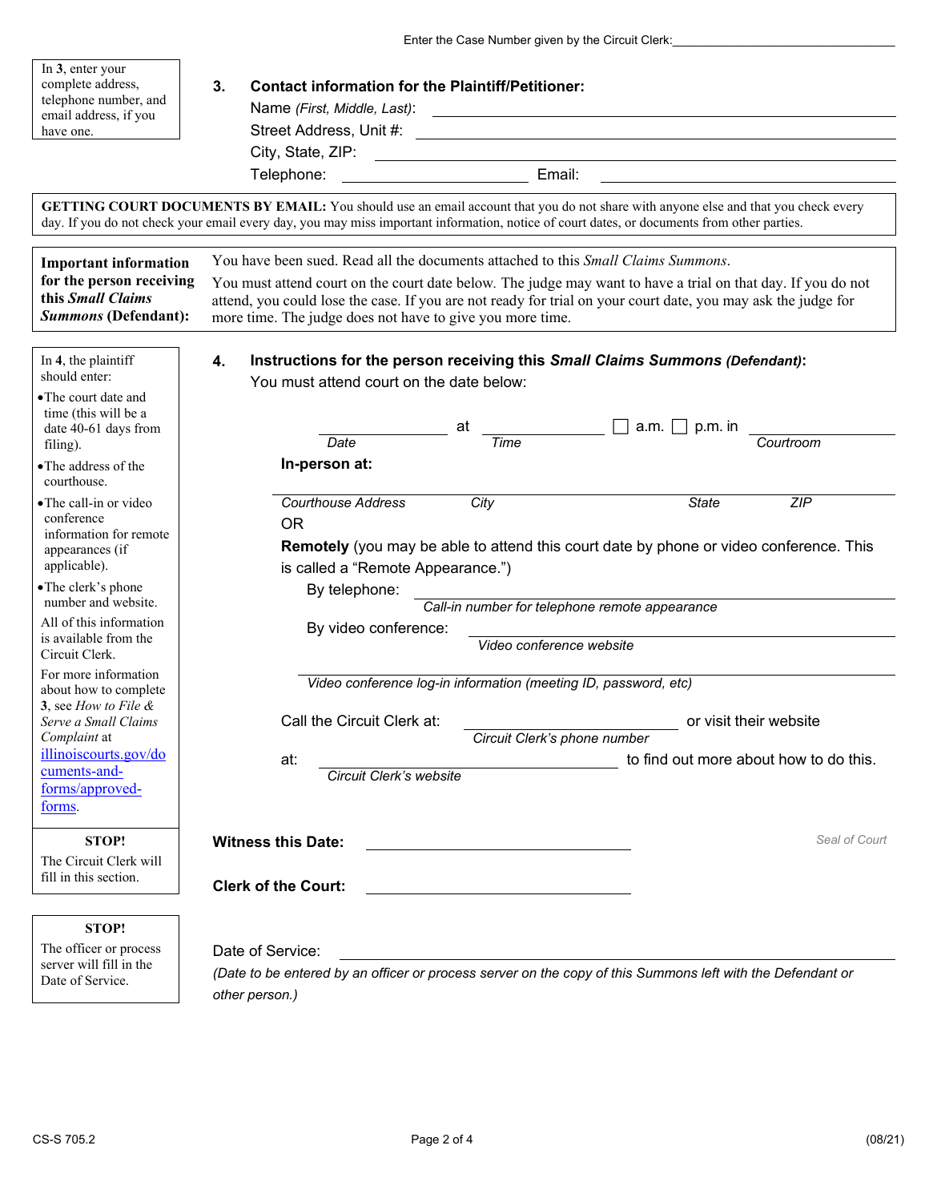Enter the Case Number given by the Circuit Clerk: ______________________

> In **3**, enter your complete address, telephone number, and email address, if you have one.

**3. Contact information for the Plaintiff/Petitioner:**

Name *(First, Middle, Last)*: ______________________

Street Address, Unit #: ______________________

City, State, ZIP: ______________________

Telephone: ______________________ Email: ______________________

**GETTING COURT DOCUMENTS BY EMAIL:** You should use an email account that you do not share with anyone else and that you check every day. If you do not check your email every day, you may miss important information, notice of court dates, or documents from other parties.

**Important information for the person receiving this *Small Claims Summons* (Defendant):** You have been sued. Read all the documents attached to this *Small Claims Summons*.
You must attend court on the court date below. The judge may want to have a trial on that day. If you do not attend, you could lose the case. If you are not ready for trial on your court date, you may ask the judge for more time. The judge does not have to give you more time.

> In **4**, the plaintiff should enter:
> - The court date and time (this will be a date 40-61 days from filing).
> - The address of the courthouse.
> - The call-in or video conference information for remote appearances (if applicable).
> - The clerk's phone number and website.
>
> All of this information is available from the Circuit Clerk.
>
> For more information about how to complete **3**, see *How to File & Serve a Small Claims Complaint* at [illinoiscourts.gov/documents-and-forms/approved-forms](illinoiscourts.gov/documents-and-forms/approved-forms).

**4. Instructions for the person receiving this *Small Claims Summons* (Defendant):**

You must attend court on the date below:

______________ at ______________ ☐ a.m. ☐ p.m. in ______________
*Date* *Time* *Courtroom*

**In-person at:**

______________________________________________
*Courthouse Address* *City* *State* *ZIP*

OR

**Remotely** (you may be able to attend this court date by phone or video conference. This is called a "Remote Appearance.")

By telephone: ______________________
*Call-in number for telephone remote appearance*

By video conference: ______________________
*Video conference website*

______________________
*Video conference log-in information (meeting ID, password, etc)*

Call the Circuit Clerk at: ______________________ or visit their website
*Circuit Clerk's phone number*

at: ______________________ to find out more about how to do this.
*Circuit Clerk's website*

> **STOP!**
> The Circuit Clerk will fill in this section.

**Witness this Date:** ______________________ *Seal of Court*

**Clerk of the Court:** ______________________

> **STOP!**
> The officer or process server will fill in the Date of Service.

Date of Service: ______________________
*(Date to be entered by an officer or process server on the copy of this Summons left with the Defendant or other person.)*

CS-S 705.2 (08/21)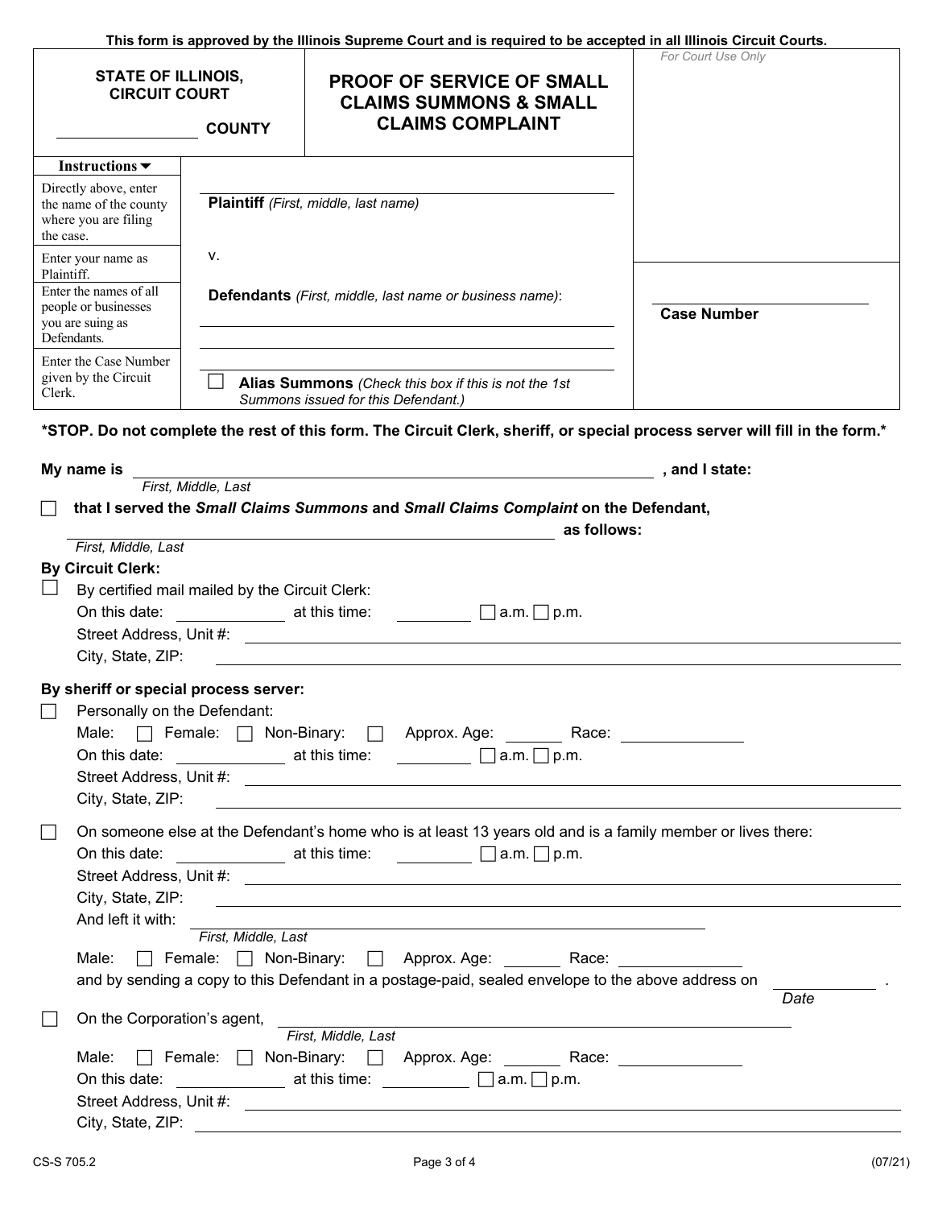This form is approved by the Illinois Supreme Court and is required to be accepted in all Illinois Circuit Courts.

| STATE OF ILLINOIS, CIRCUIT COURT ______________ COUNTY | PROOF OF SERVICE OF SMALL CLAIMS SUMMONS & SMALL CLAIMS COMPLAINT | *For Court Use Only* |
|---|---|---|

| Instructions ▼ | | |
|---|---|---|
| Directly above, enter the name of the county where you are filing the case. | | |
| Enter your name as Plaintiff. | **Plaintiff** *(First, middle, last name)* | |
| | v. | |
| Enter the names of all people or businesses you are suing as Defendants. | **Defendants** *(First, middle, last name or business name)*: | **Case Number** |
| Enter the Case Number given by the Circuit Clerk. | ☐ **Alias Summons** *(Check this box if this is not the 1st Summons issued for this Defendant.)* | |

**\*STOP. Do not complete the rest of this form. The Circuit Clerk, sheriff, or special process server will fill in the form.\***

**My name is** ______________________________ **, and I state:**
*First, Middle, Last*

☐ **that I served the *Small Claims Summons* and *Small Claims Complaint* on the Defendant,**
______________________________ **as follows:**
*First, Middle, Last*

**By Circuit Clerk:**

☐ By certified mail mailed by the Circuit Clerk:
On this date: __________ at this time: __________ ☐ a.m. ☐ p.m.
Street Address, Unit #: ______________________________
City, State, ZIP: ______________________________

**By sheriff or special process server:**

☐ Personally on the Defendant:
Male: ☐ Female: ☐ Non-Binary: ☐ Approx. Age: ______ Race: __________
On this date: __________ at this time: __________ ☐ a.m. ☐ p.m.
Street Address, Unit #: ______________________________
City, State, ZIP: ______________________________

☐ On someone else at the Defendant's home who is at least 13 years old and is a family member or lives there:
On this date: __________ at this time: __________ ☐ a.m. ☐ p.m.
Street Address, Unit #: ______________________________
City, State, ZIP: ______________________________
And left it with: ______________________________
*First, Middle, Last*
Male: ☐ Female: ☐ Non-Binary: ☐ Approx. Age: ______ Race: __________
and by sending a copy to this Defendant in a postage-paid, sealed envelope to the above address on __________ .
*Date*

☐ On the Corporation's agent, ______________________________
*First, Middle, Last*
Male: ☐ Female: ☐ Non-Binary: ☐ Approx. Age: ______ Race: __________
On this date: __________ at this time: __________ ☐ a.m. ☐ p.m.
Street Address, Unit #: ______________________________
City, State, ZIP: ______________________________

CS-S 705.2 (07/21)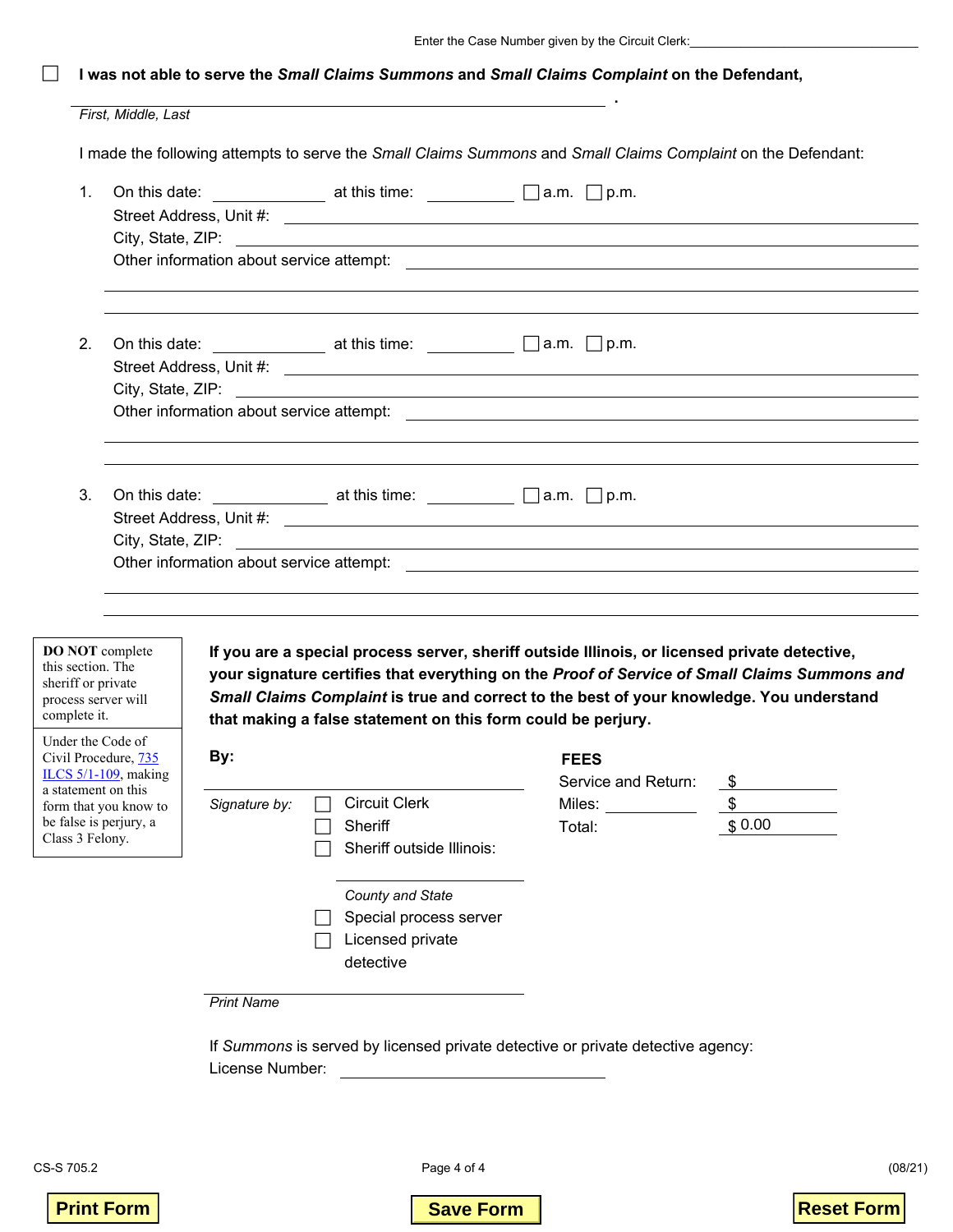Enter the Case Number given by the Circuit Clerk: ______________________

☐ **I was not able to serve the *Small Claims Summons* and *Small Claims Complaint* on the Defendant,**

______________________________________________ .
*First, Middle, Last*

I made the following attempts to serve the *Small Claims Summons* and *Small Claims Complaint* on the Defendant:

1. On this date: __________ at this time: __________ ☐ a.m. ☐ p.m.
   Street Address, Unit #: ______________________
   City, State, ZIP: ______________________
   Other information about service attempt: ______________________
   ______________________
   ______________________

2. On this date: __________ at this time: __________ ☐ a.m. ☐ p.m.
   Street Address, Unit #: ______________________
   City, State, ZIP: ______________________
   Other information about service attempt: ______________________
   ______________________
   ______________________

3. On this date: __________ at this time: __________ ☐ a.m. ☐ p.m.
   Street Address, Unit #: ______________________
   City, State, ZIP: ______________________
   Other information about service attempt: ______________________
   ______________________
   ______________________

**DO NOT** complete this section. The sheriff or private process server will complete it.

Under the Code of Civil Procedure, 735 ILCS 5/1-109, making a statement on this form that you know to be false is perjury, a Class 3 Felony.

**If you are a special process server, sheriff outside Illinois, or licensed private detective, your signature certifies that everything on the *Proof of Service of Small Claims Summons and Small Claims Complaint* is true and correct to the best of your knowledge. You understand that making a false statement on this form could be perjury.**

**By:**

______________________

*Signature by:* ☐ Circuit Clerk
☐ Sheriff
☐ Sheriff outside Illinois:

______________________
*County and State*

☐ Special process server
☐ Licensed private detective

______________________
*Print Name*

**FEES**

Service and Return: $ __________
Miles: __________ $ __________
Total: $ 0.00

If *Summons* is served by licensed private detective or private detective agency:
License Number: ______________________

CS-S 705.2 (08/21)